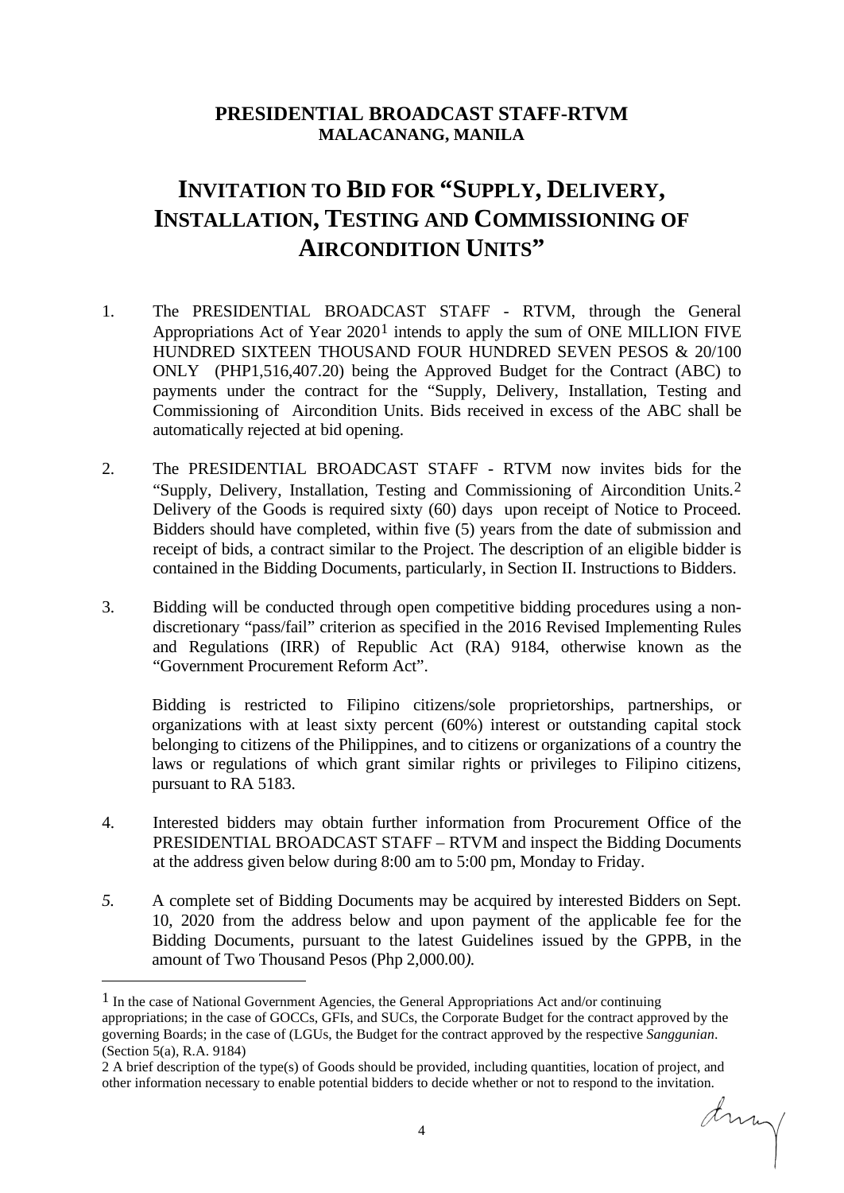**PRESIDENTIAL BROADCAST STAFF-RTVM**
**MALACANANG, MANILA**

# INVITATION TO BID FOR "SUPPLY, DELIVERY, INSTALLATION, TESTING AND COMMISSIONING OF AIRCONDITION UNITS"

1. The PRESIDENTIAL BROADCAST STAFF - RTVM, through the General Appropriations Act of Year 2020[1] intends to apply the sum of ONE MILLION FIVE HUNDRED SIXTEEN THOUSAND FOUR HUNDRED SEVEN PESOS & 20/100 ONLY (PHP1,516,407.20) being the Approved Budget for the Contract (ABC) to payments under the contract for the "Supply, Delivery, Installation, Testing and Commissioning of Aircondition Units. Bids received in excess of the ABC shall be automatically rejected at bid opening.

2. The PRESIDENTIAL BROADCAST STAFF - RTVM now invites bids for the "Supply, Delivery, Installation, Testing and Commissioning of Aircondition Units.[2] Delivery of the Goods is required sixty (60) days upon receipt of Notice to Proceed. Bidders should have completed, within five (5) years from the date of submission and receipt of bids, a contract similar to the Project. The description of an eligible bidder is contained in the Bidding Documents, particularly, in Section II. Instructions to Bidders.

3. Bidding will be conducted through open competitive bidding procedures using a non-discretionary "pass/fail" criterion as specified in the 2016 Revised Implementing Rules and Regulations (IRR) of Republic Act (RA) 9184, otherwise known as the "Government Procurement Reform Act".

   Bidding is restricted to Filipino citizens/sole proprietorships, partnerships, or organizations with at least sixty percent (60%) interest or outstanding capital stock belonging to citizens of the Philippines, and to citizens or organizations of a country the laws or regulations of which grant similar rights or privileges to Filipino citizens, pursuant to RA 5183.

4. Interested bidders may obtain further information from Procurement Office of the PRESIDENTIAL BROADCAST STAFF – RTVM and inspect the Bidding Documents at the address given below during 8:00 am to 5:00 pm, Monday to Friday.

5. A complete set of Bidding Documents may be acquired by interested Bidders on Sept. 10, 2020 from the address below and upon payment of the applicable fee for the Bidding Documents, pursuant to the latest Guidelines issued by the GPPB, in the amount of Two Thousand Pesos (Php 2,000.00*).*

---

[1] In the case of National Government Agencies, the General Appropriations Act and/or continuing appropriations; in the case of GOCCs, GFIs, and SUCs, the Corporate Budget for the contract approved by the governing Boards; in the case of (LGUs, the Budget for the contract approved by the respective *Sanggunian*. (Section 5(a), R.A. 9184)

[2] A brief description of the type(s) of Goods should be provided, including quantities, location of project, and other information necessary to enable potential bidders to decide whether or not to respond to the invitation.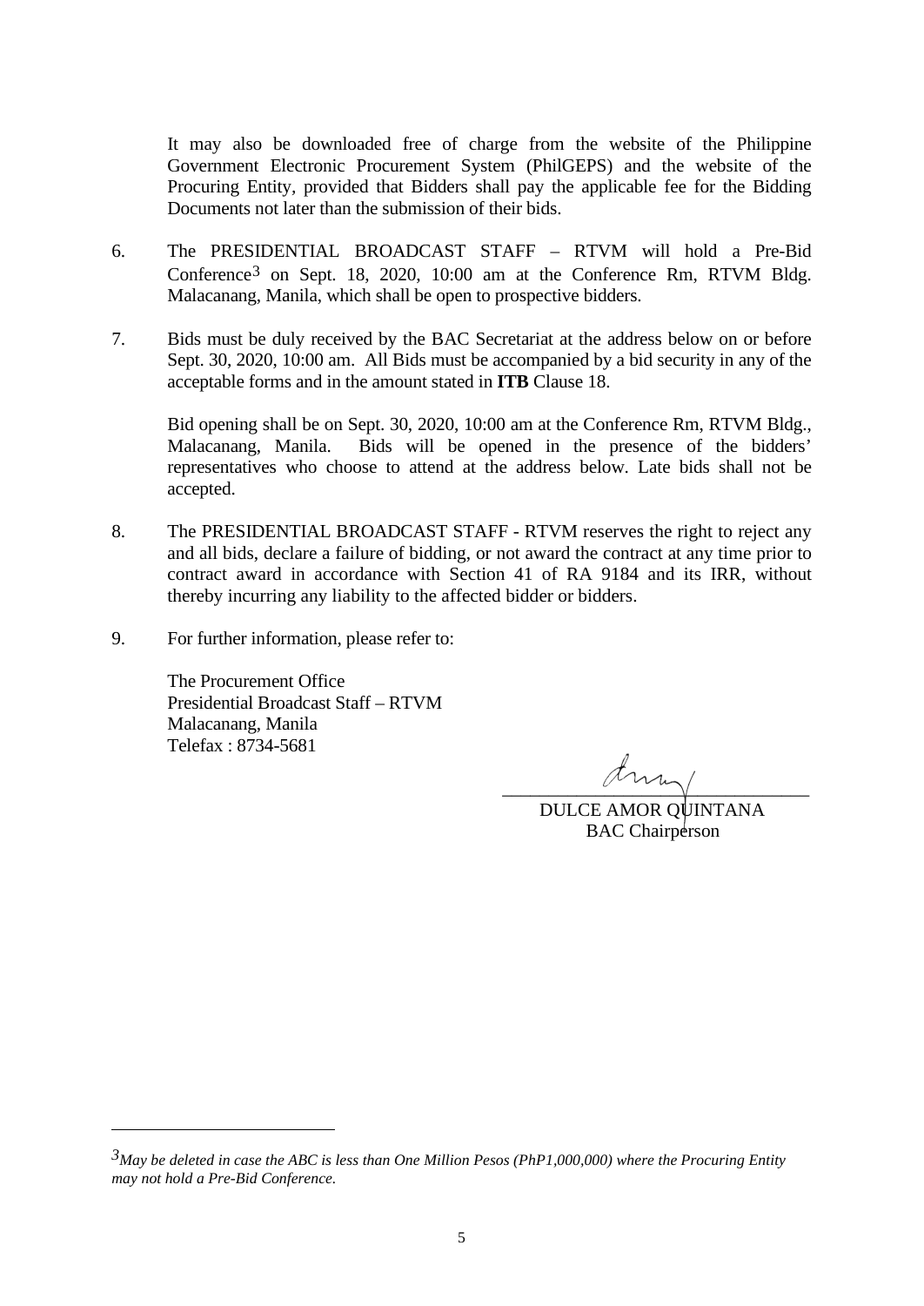It may also be downloaded free of charge from the website of the Philippine Government Electronic Procurement System (PhilGEPS) and the website of the Procuring Entity, provided that Bidders shall pay the applicable fee for the Bidding Documents not later than the submission of their bids.

6. The PRESIDENTIAL BROADCAST STAFF – RTVM will hold a Pre-Bid Conference[3] on Sept. 18, 2020, 10:00 am at the Conference Rm, RTVM Bldg. Malacanang, Manila, which shall be open to prospective bidders.

7. Bids must be duly received by the BAC Secretariat at the address below on or before Sept. 30, 2020, 10:00 am. All Bids must be accompanied by a bid security in any of the acceptable forms and in the amount stated in **ITB** Clause 18.

   Bid opening shall be on Sept. 30, 2020, 10:00 am at the Conference Rm, RTVM Bldg., Malacanang, Manila. Bids will be opened in the presence of the bidders' representatives who choose to attend at the address below. Late bids shall not be accepted.

8. The PRESIDENTIAL BROADCAST STAFF - RTVM reserves the right to reject any and all bids, declare a failure of bidding, or not award the contract at any time prior to contract award in accordance with Section 41 of RA 9184 and its IRR, without thereby incurring any liability to the affected bidder or bidders.

9. For further information, please refer to:

   The Procurement Office
   Presidential Broadcast Staff – RTVM
   Malacanang, Manila
   Telefax : 8734-5681

DULCE AMOR QUINTANA
BAC Chairperson

---

[3] *May be deleted in case the ABC is less than One Million Pesos (PhP1,000,000) where the Procuring Entity may not hold a Pre-Bid Conference.*